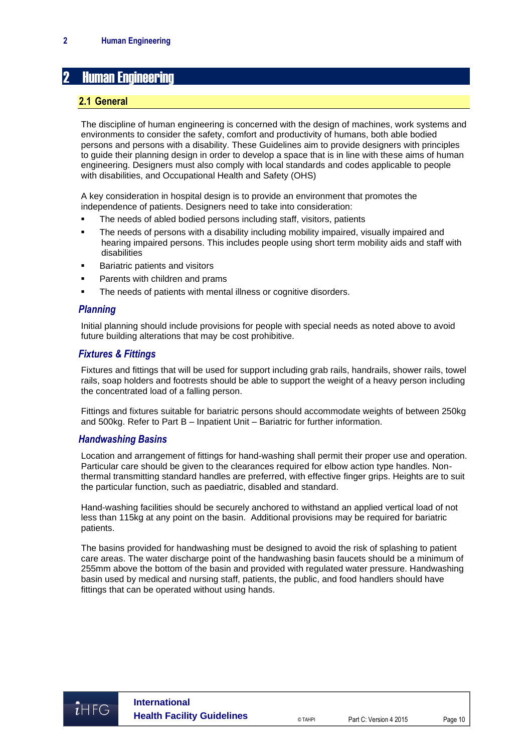# 2 Human Engineering

## 2.1 General

The discipline of human engineering is concerned with the design of machines, work systems and environments to consider the safety, comfort and productivity of humans, both able bodied persons and persons with a disability. These Guidelines aim to provide designers with principles to guide their planning design in order to develop a space that is in line with these aims of human engineering. Designers must also comply with local standards and codes applicable to people with disabilities, and Occupational Health and Safety (OHS)

A key consideration in hospital design is to provide an environment that promotes the independence of patients. Designers need to take into consideration:

- The needs of abled bodied persons including staff, visitors, patients
- The needs of persons with a disability including mobility impaired, visually impaired and hearing impaired persons. This includes people using short term mobility aids and staff with disabilities
- Bariatric patients and visitors
- Parents with children and prams
- The needs of patients with mental illness or cognitive disorders.

### *Planning*

Initial planning should include provisions for people with special needs as noted above to avoid future building alterations that may be cost prohibitive.

### *Fixtures & Fittings*

Fixtures and fittings that will be used for support including grab rails, handrails, shower rails, towel rails, soap holders and footrests should be able to support the weight of a heavy person including the concentrated load of a falling person.

Fittings and fixtures suitable for bariatric persons should accommodate weights of between 250kg and 500kg. Refer to Part B – Inpatient Unit – Bariatric for further information.

### *Handwashing Basins*

Location and arrangement of fittings for hand-washing shall permit their proper use and operation. Particular care should be given to the clearances required for elbow action type handles. Non-thermal transmitting standard handles are preferred, with effective finger grips. Heights are to suit the particular function, such as paediatric, disabled and standard.

Hand-washing facilities should be securely anchored to withstand an applied vertical load of not less than 115kg at any point on the basin. Additional provisions may be required for bariatric patients.

The basins provided for handwashing must be designed to avoid the risk of splashing to patient care areas. The water discharge point of the handwashing basin faucets should be a minimum of 255mm above the bottom of the basin and provided with regulated water pressure. Handwashing basin used by medical and nursing staff, patients, the public, and food handlers should have fittings that can be operated without using hands.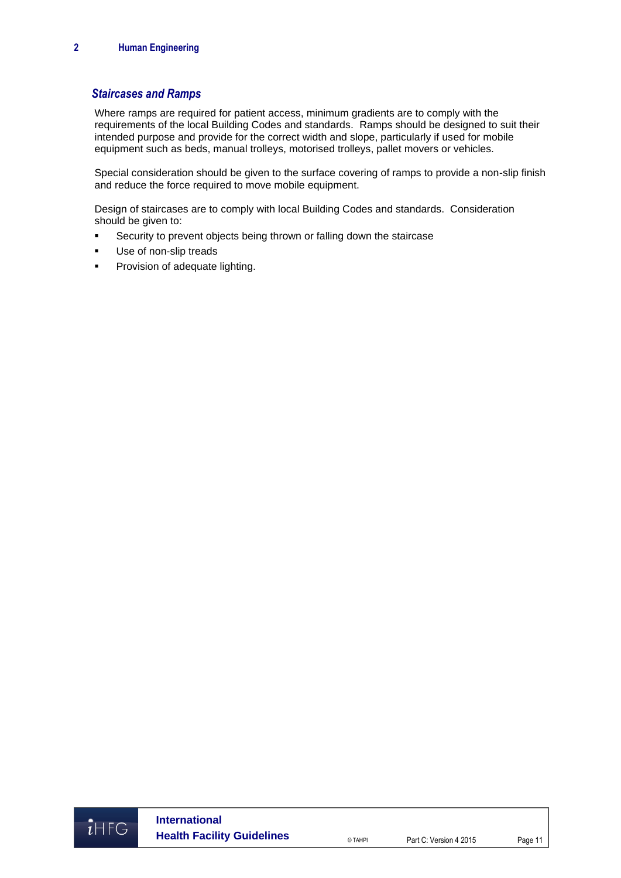### *Staircases and Ramps*

Where ramps are required for patient access, minimum gradients are to comply with the requirements of the local Building Codes and standards. Ramps should be designed to suit their intended purpose and provide for the correct width and slope, particularly if used for mobile equipment such as beds, manual trolleys, motorised trolleys, pallet movers or vehicles.

Special consideration should be given to the surface covering of ramps to provide a non-slip finish and reduce the force required to move mobile equipment.

Design of staircases are to comply with local Building Codes and standards. Consideration should be given to:

- Security to prevent objects being thrown or falling down the staircase
- Use of non-slip treads
- Provision of adequate lighting.